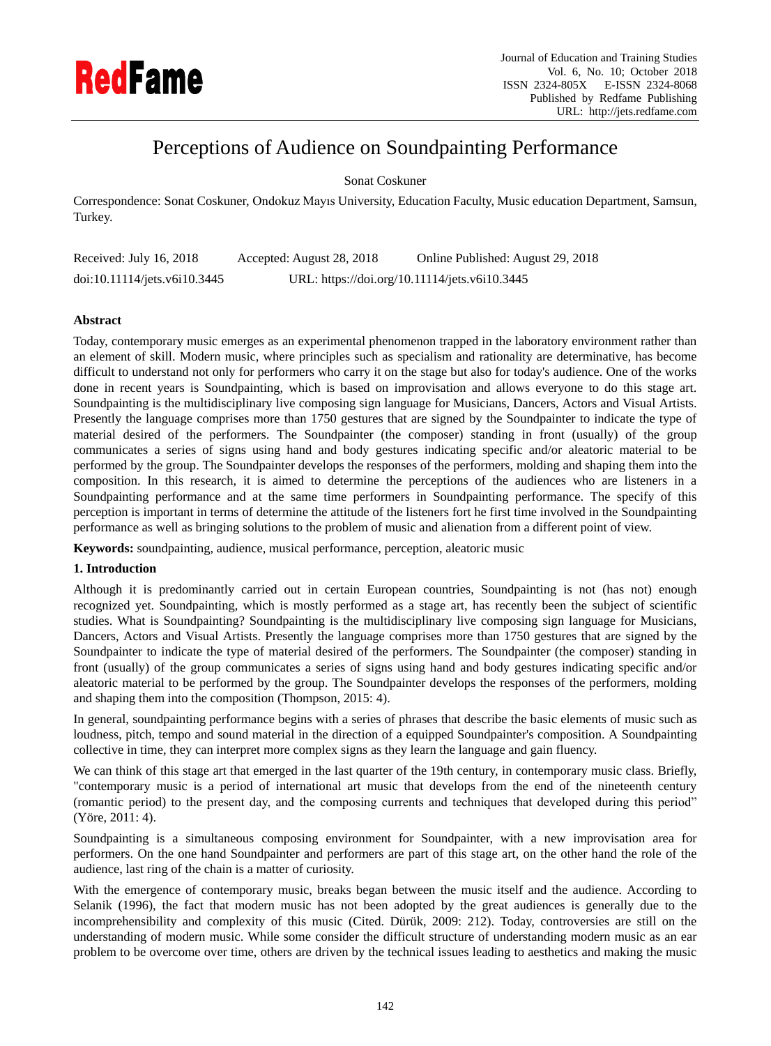# Perceptions of Audience on Soundpainting Performance

Sonat Coskuner

Correspondence: Sonat Coskuner, Ondokuz Mayıs University, Education Faculty, Music education Department, Samsun, Turkey.

Received: July 16, 2018 Accepted: August 28, 2018 Online Published: August 29, 2018

doi:10.11114/jets.v6i10.3445 URL: https://doi.org/10.11114/jets.v6i10.3445

## Abstract

Today, contemporary music emerges as an experimental phenomenon trapped in the laboratory environment rather than an element of skill. Modern music, where principles such as specialism and rationality are determinative, has become difficult to understand not only for performers who carry it on the stage but also for today's audience. One of the works done in recent years is Soundpainting, which is based on improvisation and allows everyone to do this stage art. Soundpainting is the multidisciplinary live composing sign language for Musicians, Dancers, Actors and Visual Artists. Presently the language comprises more than 1750 gestures that are signed by the Soundpainter to indicate the type of material desired of the performers. The Soundpainter (the composer) standing in front (usually) of the group communicates a series of signs using hand and body gestures indicating specific and/or aleatoric material to be performed by the group. The Soundpainter develops the responses of the performers, molding and shaping them into the composition. In this research, it is aimed to determine the perceptions of the audiences who are listeners in a Soundpainting performance and at the same time performers in Soundpainting performance. The specify of this perception is important in terms of determine the attitude of the listeners fort he first time involved in the Soundpainting performance as well as bringing solutions to the problem of music and alienation from a different point of view.

**Keywords:** soundpainting, audience, musical performance, perception, aleatoric music

## 1. Introduction

Although it is predominantly carried out in certain European countries, Soundpainting is not (has not) enough recognized yet. Soundpainting, which is mostly performed as a stage art, has recently been the subject of scientific studies. What is Soundpainting? Soundpainting is the multidisciplinary live composing sign language for Musicians, Dancers, Actors and Visual Artists. Presently the language comprises more than 1750 gestures that are signed by the Soundpainter to indicate the type of material desired of the performers. The Soundpainter (the composer) standing in front (usually) of the group communicates a series of signs using hand and body gestures indicating specific and/or aleatoric material to be performed by the group. The Soundpainter develops the responses of the performers, molding and shaping them into the composition (Thompson, 2015: 4).

In general, soundpainting performance begins with a series of phrases that describe the basic elements of music such as loudness, pitch, tempo and sound material in the direction of a equipped Soundpainter's composition. A Soundpainting collective in time, they can interpret more complex signs as they learn the language and gain fluency.

We can think of this stage art that emerged in the last quarter of the 19th century, in contemporary music class. Briefly, "contemporary music is a period of international art music that develops from the end of the nineteenth century (romantic period) to the present day, and the composing currents and techniques that developed during this period" (Yöre, 2011: 4).

Soundpainting is a simultaneous composing environment for Soundpainter, with a new improvisation area for performers. On the one hand Soundpainter and performers are part of this stage art, on the other hand the role of the audience, last ring of the chain is a matter of curiosity.

With the emergence of contemporary music, breaks began between the music itself and the audience. According to Selanik (1996), the fact that modern music has not been adopted by the great audiences is generally due to the incomprehensibility and complexity of this music (Cited. Dürük, 2009: 212). Today, controversies are still on the understanding of modern music. While some consider the difficult structure of understanding modern music as an ear problem to be overcome over time, others are driven by the technical issues leading to aesthetics and making the music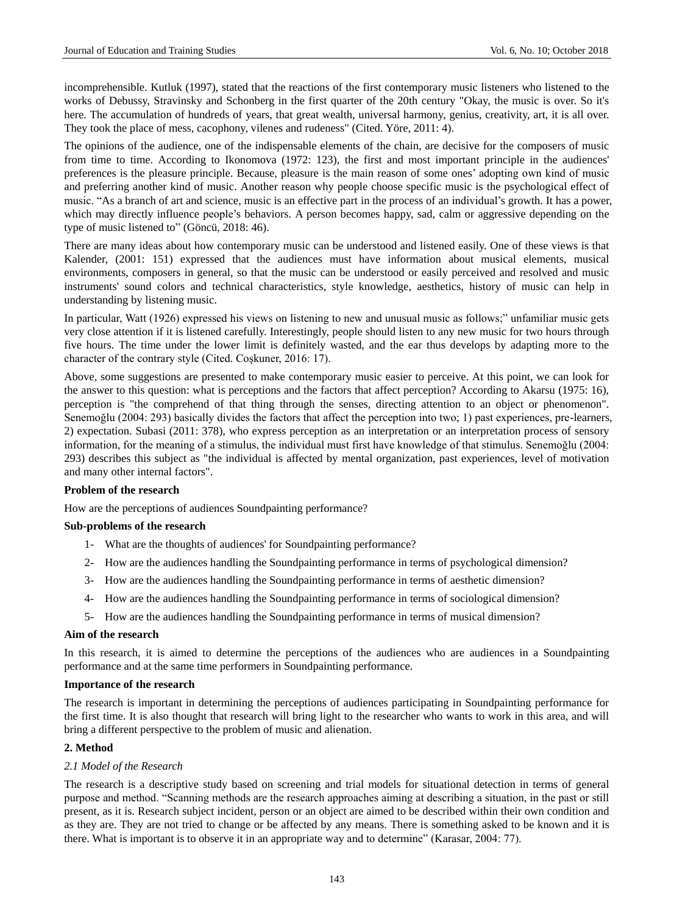incomprehensible. Kutluk (1997), stated that the reactions of the first contemporary music listeners who listened to the works of Debussy, Stravinsky and Schonberg in the first quarter of the 20th century "Okay, the music is over. So it's here. The accumulation of hundreds of years, that great wealth, universal harmony, genius, creativity, art, it is all over. They took the place of mess, cacophony, vilenes and rudeness" (Cited. Yöre, 2011: 4).

The opinions of the audience, one of the indispensable elements of the chain, are decisive for the composers of music from time to time. According to Ikonomova (1972: 123), the first and most important principle in the audiences' preferences is the pleasure principle. Because, pleasure is the main reason of some ones' adopting own kind of music and preferring another kind of music. Another reason why people choose specific music is the psychological effect of music. "As a branch of art and science, music is an effective part in the process of an individual's growth. It has a power, which may directly influence people's behaviors. A person becomes happy, sad, calm or aggressive depending on the type of music listened to" (Göncü, 2018: 46).

There are many ideas about how contemporary music can be understood and listened easily. One of these views is that Kalender, (2001: 151) expressed that the audiences must have information about musical elements, musical environments, composers in general, so that the music can be understood or easily perceived and resolved and music instruments' sound colors and technical characteristics, style knowledge, aesthetics, history of music can help in understanding by listening music.

In particular, Watt (1926) expressed his views on listening to new and unusual music as follows;" unfamiliar music gets very close attention if it is listened carefully. Interestingly, people should listen to any new music for two hours through five hours. The time under the lower limit is definitely wasted, and the ear thus develops by adapting more to the character of the contrary style (Cited. Coşkuner, 2016: 17).

Above, some suggestions are presented to make contemporary music easier to perceive. At this point, we can look for the answer to this question: what is perceptions and the factors that affect perception? According to Akarsu (1975: 16), perception is "the comprehend of that thing through the senses, directing attention to an object or phenomenon". Senemoğlu (2004: 293) basically divides the factors that affect the perception into two; 1) past experiences, pre-learners, 2) expectation. Subasi (2011: 378), who express perception as an interpretation or an interpretation process of sensory information, for the meaning of a stimulus, the individual must first have knowledge of that stimulus. Senemoğlu (2004: 293) describes this subject as "the individual is affected by mental organization, past experiences, level of motivation and many other internal factors".

**Problem of the research**

How are the perceptions of audiences Soundpainting performance?

**Sub-problems of the research**

1- What are the thoughts of audiences' for Soundpainting performance?
2- How are the audiences handling the Soundpainting performance in terms of psychological dimension?
3- How are the audiences handling the Soundpainting performance in terms of aesthetic dimension?
4- How are the audiences handling the Soundpainting performance in terms of sociological dimension?
5- How are the audiences handling the Soundpainting performance in terms of musical dimension?

**Aim of the research**

In this research, it is aimed to determine the perceptions of the audiences who are audiences in a Soundpainting performance and at the same time performers in Soundpainting performance.

**Importance of the research**

The research is important in determining the perceptions of audiences participating in Soundpainting performance for the first time. It is also thought that research will bring light to the researcher who wants to work in this area, and will bring a different perspective to the problem of music and alienation.

## 2. Method

### *2.1 Model of the Research*

The research is a descriptive study based on screening and trial models for situational detection in terms of general purpose and method. "Scanning methods are the research approaches aiming at describing a situation, in the past or still present, as it is. Research subject incident, person or an object are aimed to be described within their own condition and as they are. They are not tried to change or be affected by any means. There is something asked to be known and it is there. What is important is to observe it in an appropriate way and to determine" (Karasar, 2004: 77).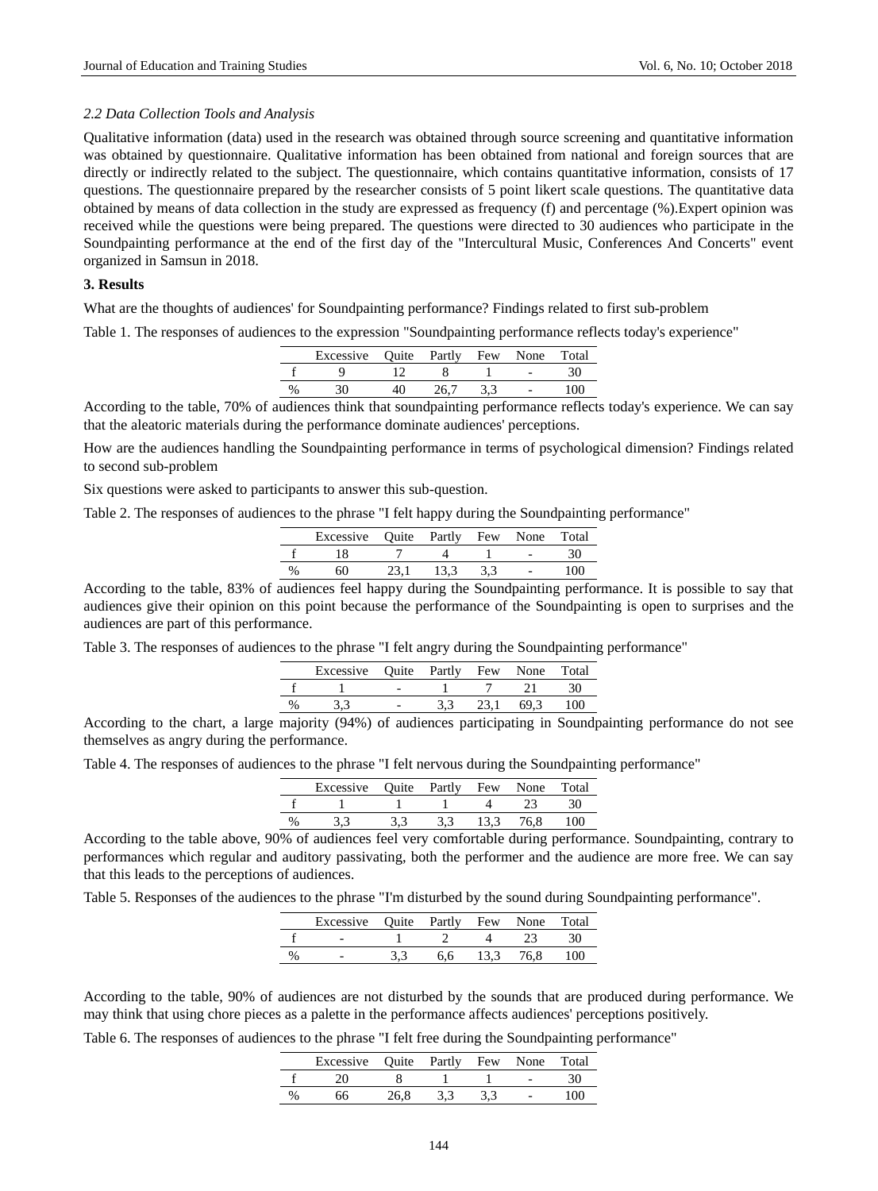### *2.2 Data Collection Tools and Analysis*

Qualitative information (data) used in the research was obtained through source screening and quantitative information was obtained by questionnaire. Qualitative information has been obtained from national and foreign sources that are directly or indirectly related to the subject. The questionnaire, which contains quantitative information, consists of 17 questions. The questionnaire prepared by the researcher consists of 5 point likert scale questions. The quantitative data obtained by means of data collection in the study are expressed as frequency (f) and percentage (%).Expert opinion was received while the questions were being prepared. The questions were directed to 30 audiences who participate in the Soundpainting performance at the end of the first day of the "Intercultural Music, Conferences And Concerts" event organized in Samsun in 2018.

## 3. Results

What are the thoughts of audiences' for Soundpainting performance? Findings related to first sub-problem

Table 1. The responses of audiences to the expression "Soundpainting performance reflects today's experience"

| | Excessive | Quite | Partly | Few | None | Total |
|---|---|---|---|---|---|---|
| f | 9 | 12 | 8 | 1 | - | 30 |
| % | 30 | 40 | 26,7 | 3,3 | - | 100 |

According to the table, 70% of audiences think that soundpainting performance reflects today's experience. We can say that the aleatoric materials during the performance dominate audiences' perceptions.

How are the audiences handling the Soundpainting performance in terms of psychological dimension? Findings related to second sub-problem

Six questions were asked to participants to answer this sub-question.

Table 2. The responses of audiences to the phrase "I felt happy during the Soundpainting performance"

| | Excessive | Quite | Partly | Few | None | Total |
|---|---|---|---|---|---|---|
| f | 18 | 7 | 4 | 1 | - | 30 |
| % | 60 | 23,1 | 13,3 | 3,3 | - | 100 |

According to the table, 83% of audiences feel happy during the Soundpainting performance. It is possible to say that audiences give their opinion on this point because the performance of the Soundpainting is open to surprises and the audiences are part of this performance.

Table 3. The responses of audiences to the phrase "I felt angry during the Soundpainting performance"

| | Excessive | Quite | Partly | Few | None | Total |
|---|---|---|---|---|---|---|
| f | 1 | - | 1 | 7 | 21 | 30 |
| % | 3,3 | - | 3,3 | 23,1 | 69,3 | 100 |

According to the chart, a large majority (94%) of audiences participating in Soundpainting performance do not see themselves as angry during the performance.

Table 4. The responses of audiences to the phrase "I felt nervous during the Soundpainting performance"

| | Excessive | Quite | Partly | Few | None | Total |
|---|---|---|---|---|---|---|
| f | 1 | 1 | 1 | 4 | 23 | 30 |
| % | 3,3 | 3,3 | 3,3 | 13,3 | 76,8 | 100 |

According to the table above, 90% of audiences feel very comfortable during performance. Soundpainting, contrary to performances which regular and auditory passivating, both the performer and the audience are more free. We can say that this leads to the perceptions of audiences.

Table 5. Responses of the audiences to the phrase "I'm disturbed by the sound during Soundpainting performance".

| | Excessive | Quite | Partly | Few | None | Total |
|---|---|---|---|---|---|---|
| f | - | 1 | 2 | 4 | 23 | 30 |
| % | - | 3,3 | 6,6 | 13,3 | 76,8 | 100 |

According to the table, 90% of audiences are not disturbed by the sounds that are produced during performance. We may think that using chore pieces as a palette in the performance affects audiences' perceptions positively.

Table 6. The responses of audiences to the phrase "I felt free during the Soundpainting performance"

| | Excessive | Quite | Partly | Few | None | Total |
|---|---|---|---|---|---|---|
| f | 20 | 8 | 1 | 1 | - | 30 |
| % | 66 | 26,8 | 3,3 | 3,3 | - | 100 |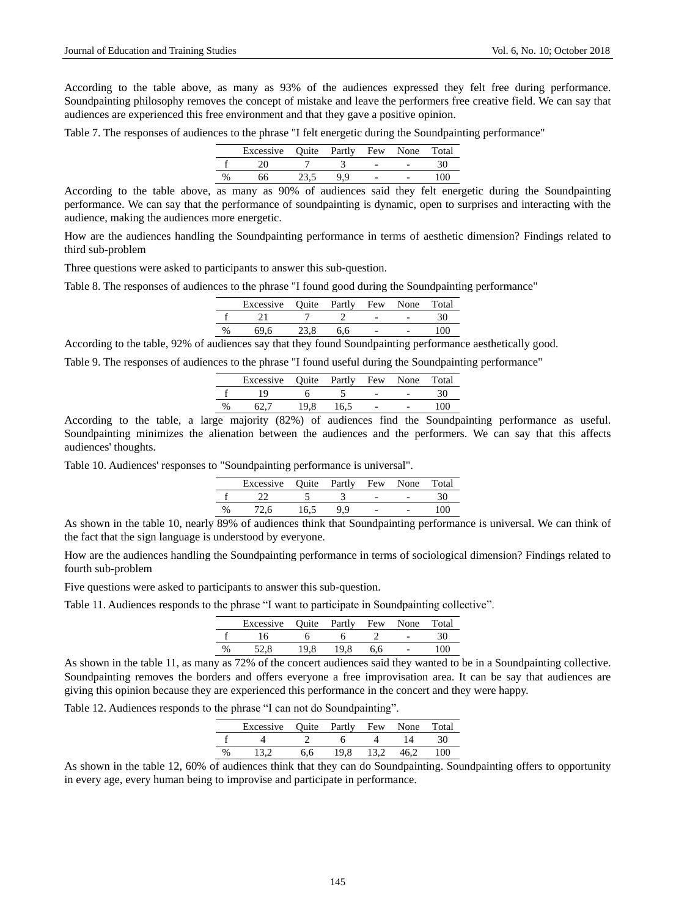According to the table above, as many as 93% of the audiences expressed they felt free during performance. Soundpainting philosophy removes the concept of mistake and leave the performers free creative field. We can say that audiences are experienced this free environment and that they gave a positive opinion.

Table 7. The responses of audiences to the phrase "I felt energetic during the Soundpainting performance"

| | Excessive | Quite | Partly | Few | None | Total |
|---|---|---|---|---|---|---|
| f | 20 | 7 | 3 | - | - | 30 |
| % | 66 | 23,5 | 9,9 | - | - | 100 |

According to the table above, as many as 90% of audiences said they felt energetic during the Soundpainting performance. We can say that the performance of soundpainting is dynamic, open to surprises and interacting with the audience, making the audiences more energetic.

How are the audiences handling the Soundpainting performance in terms of aesthetic dimension? Findings related to third sub-problem

Three questions were asked to participants to answer this sub-question.

Table 8. The responses of audiences to the phrase "I found good during the Soundpainting performance"

| | Excessive | Quite | Partly | Few | None | Total |
|---|---|---|---|---|---|---|
| f | 21 | 7 | 2 | - | - | 30 |
| % | 69,6 | 23,8 | 6,6 | - | - | 100 |

According to the table, 92% of audiences say that they found Soundpainting performance aesthetically good.

Table 9. The responses of audiences to the phrase "I found useful during the Soundpainting performance"

| | Excessive | Quite | Partly | Few | None | Total |
|---|---|---|---|---|---|---|
| f | 19 | 6 | 5 | - | - | 30 |
| % | 62,7 | 19,8 | 16,5 | - | - | 100 |

According to the table, a large majority (82%) of audiences find the Soundpainting performance as useful. Soundpainting minimizes the alienation between the audiences and the performers. We can say that this affects audiences' thoughts.

Table 10. Audiences' responses to "Soundpainting performance is universal".

| | Excessive | Quite | Partly | Few | None | Total |
|---|---|---|---|---|---|---|
| f | 22 | 5 | 3 | - | - | 30 |
| % | 72,6 | 16,5 | 9,9 | - | - | 100 |

As shown in the table 10, nearly 89% of audiences think that Soundpainting performance is universal. We can think of the fact that the sign language is understood by everyone.

How are the audiences handling the Soundpainting performance in terms of sociological dimension? Findings related to fourth sub-problem

Five questions were asked to participants to answer this sub-question.

Table 11. Audiences responds to the phrase "I want to participate in Soundpainting collective".

| | Excessive | Quite | Partly | Few | None | Total |
|---|---|---|---|---|---|---|
| f | 16 | 6 | 6 | 2 | - | 30 |
| % | 52,8 | 19,8 | 19,8 | 6,6 | - | 100 |

As shown in the table 11, as many as 72% of the concert audiences said they wanted to be in a Soundpainting collective. Soundpainting removes the borders and offers everyone a free improvisation area. It can be say that audiences are giving this opinion because they are experienced this performance in the concert and they were happy.

Table 12. Audiences responds to the phrase "I can not do Soundpainting".

| | Excessive | Quite | Partly | Few | None | Total |
|---|---|---|---|---|---|---|
| f | 4 | 2 | 6 | 4 | 14 | 30 |
| % | 13,2 | 6,6 | 19,8 | 13,2 | 46,2 | 100 |

As shown in the table 12, 60% of audiences think that they can do Soundpainting. Soundpainting offers to opportunity in every age, every human being to improvise and participate in performance.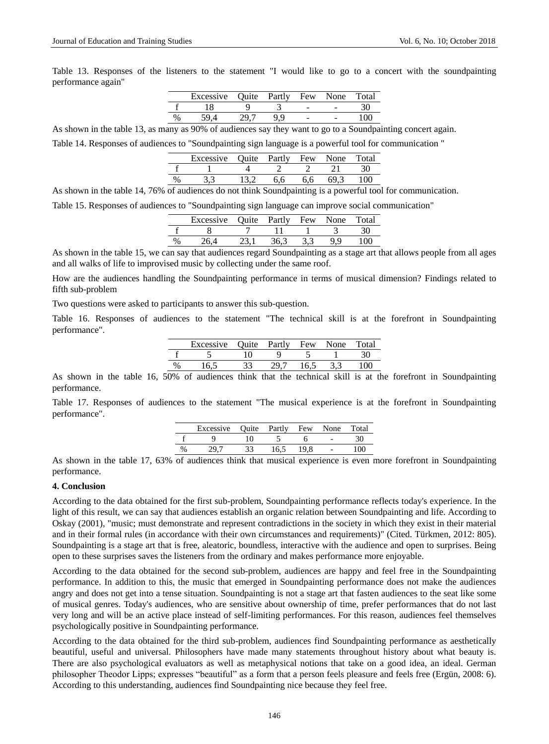Table 13. Responses of the listeners to the statement "I would like to go to a concert with the soundpainting performance again"

| | Excessive | Quite | Partly | Few | None | Total |
|---|---|---|---|---|---|---|
| f | 18 | 9 | 3 | - | - | 30 |
| % | 59,4 | 29,7 | 9,9 | - | - | 100 |

As shown in the table 13, as many as 90% of audiences say they want to go to a Soundpainting concert again.

Table 14. Responses of audiences to "Soundpainting sign language is a powerful tool for communication "

| | Excessive | Quite | Partly | Few | None | Total |
|---|---|---|---|---|---|---|
| f | 1 | 4 | 2 | 2 | 21 | 30 |
| % | 3,3 | 13,2 | 6,6 | 6,6 | 69,3 | 100 |

As shown in the table 14, 76% of audiences do not think Soundpainting is a powerful tool for communication.

Table 15. Responses of audiences to "Soundpainting sign language can improve social communication"

| | Excessive | Quite | Partly | Few | None | Total |
|---|---|---|---|---|---|---|
| f | 8 | 7 | 11 | 1 | 3 | 30 |
| % | 26,4 | 23,1 | 36,3 | 3,3 | 9,9 | 100 |

As shown in the table 15, we can say that audiences regard Soundpainting as a stage art that allows people from all ages and all walks of life to improvised music by collecting under the same roof.

How are the audiences handling the Soundpainting performance in terms of musical dimension? Findings related to fifth sub-problem

Two questions were asked to participants to answer this sub-question.

Table 16. Responses of audiences to the statement "The technical skill is at the forefront in Soundpainting performance".

| | Excessive | Quite | Partly | Few | None | Total |
|---|---|---|---|---|---|---|
| f | 5 | 10 | 9 | 5 | 1 | 30 |
| % | 16,5 | 33 | 29,7 | 16,5 | 3,3 | 100 |

As shown in the table 16, 50% of audiences think that the technical skill is at the forefront in Soundpainting performance.

Table 17. Responses of audiences to the statement "The musical experience is at the forefront in Soundpainting performance".

| | Excessive | Quite | Partly | Few | None | Total |
|---|---|---|---|---|---|---|
| f | 9 | 10 | 5 | 6 | - | 30 |
| % | 29,7 | 33 | 16,5 | 19,8 | - | 100 |

As shown in the table 17, 63% of audiences think that musical experience is even more forefront in Soundpainting performance.

## 4. Conclusion

According to the data obtained for the first sub-problem, Soundpainting performance reflects today's experience. In the light of this result, we can say that audiences establish an organic relation between Soundpainting and life. According to Oskay (2001), "music; must demonstrate and represent contradictions in the society in which they exist in their material and in their formal rules (in accordance with their own circumstances and requirements)" (Cited. Türkmen, 2012: 805). Soundpainting is a stage art that is free, aleatoric, boundless, interactive with the audience and open to surprises. Being open to these surprises saves the listeners from the ordinary and makes performance more enjoyable.

According to the data obtained for the second sub-problem, audiences are happy and feel free in the Soundpainting performance. In addition to this, the music that emerged in Soundpainting performance does not make the audiences angry and does not get into a tense situation. Soundpainting is not a stage art that fasten audiences to the seat like some of musical genres. Today's audiences, who are sensitive about ownership of time, prefer performances that do not last very long and will be an active place instead of self-limiting performances. For this reason, audiences feel themselves psychologically positive in Soundpainting performance.

According to the data obtained for the third sub-problem, audiences find Soundpainting performance as aesthetically beautiful, useful and universal. Philosophers have made many statements throughout history about what beauty is. There are also psychological evaluators as well as metaphysical notions that take on a good idea, an ideal. German philosopher Theodor Lipps; expresses “beautiful” as a form that a person feels pleasure and feels free (Ergün, 2008: 6). According to this understanding, audiences find Soundpainting nice because they feel free.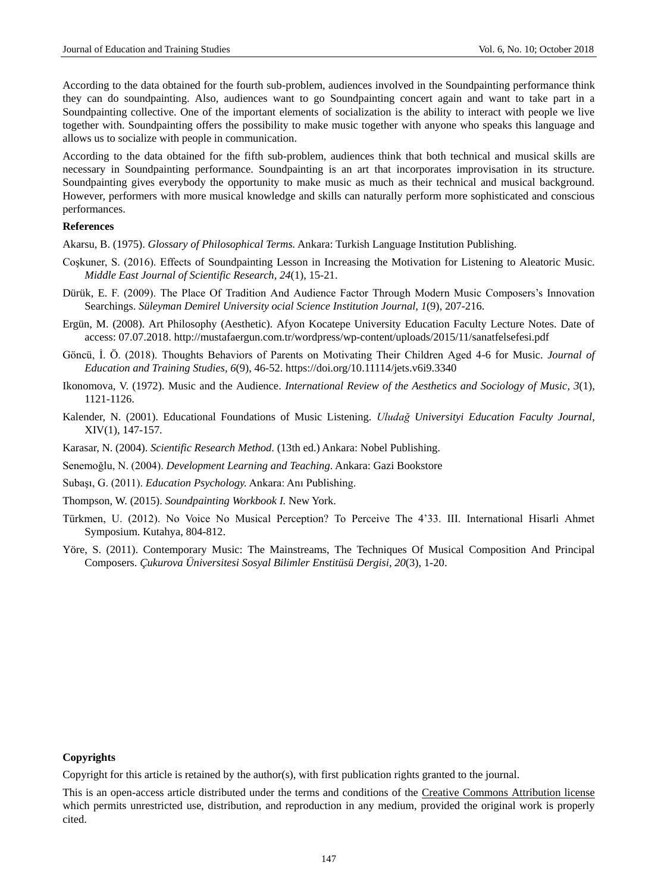According to the data obtained for the fourth sub-problem, audiences involved in the Soundpainting performance think they can do soundpainting. Also, audiences want to go Soundpainting concert again and want to take part in a Soundpainting collective. One of the important elements of socialization is the ability to interact with people we live together with. Soundpainting offers the possibility to make music together with anyone who speaks this language and allows us to socialize with people in communication.

According to the data obtained for the fifth sub-problem, audiences think that both technical and musical skills are necessary in Soundpainting performance. Soundpainting is an art that incorporates improvisation in its structure. Soundpainting gives everybody the opportunity to make music as much as their technical and musical background. However, performers with more musical knowledge and skills can naturally perform more sophisticated and conscious performances.

**References**

Akarsu, B. (1975). *Glossary of Philosophical Terms.* Ankara: Turkish Language Institution Publishing.

Coşkuner, S. (2016). Effects of Soundpainting Lesson in Increasing the Motivation for Listening to Aleatoric Music. *Middle East Journal of Scientific Research, 24*(1), 15-21.

Dürük, E. F. (2009). The Place Of Tradition And Audience Factor Through Modern Music Composers's Innovation Searchings. *Süleyman Demirel University ocial Science Institution Journal, 1*(9), 207-216.

Ergün, M. (2008). Art Philosophy (Aesthetic). Afyon Kocatepe University Education Faculty Lecture Notes. Date of access: 07.07.2018. http://mustafaergun.com.tr/wordpress/wp-content/uploads/2015/11/sanatfelsefesi.pdf

Göncü, İ. Ö. (2018). Thoughts Behaviors of Parents on Motivating Their Children Aged 4-6 for Music. *Journal of Education and Training Studies, 6*(9), 46-52. https://doi.org/10.11114/jets.v6i9.3340

Ikonomova, V. (1972). Music and the Audience. *International Review of the Aesthetics and Sociology of Music, 3*(1), 1121-1126.

Kalender, N. (2001). Educational Foundations of Music Listening. *Uludağ Universityi Education Faculty Journal,* XIV(1), 147-157.

Karasar, N. (2004). *Scientific Research Method*. (13th ed.) Ankara: Nobel Publishing.

Senemoğlu, N. (2004). *Development Learning and Teaching*. Ankara: Gazi Bookstore

Subaşı, G. (2011). *Education Psychology.* Ankara: Anı Publishing.

Thompson, W. (2015). *Soundpainting Workbook I.* New York.

Türkmen, U. (2012). No Voice No Musical Perception? To Perceive The 4'33. III. International Hisarli Ahmet Symposium. Kutahya, 804-812.

Yöre, S. (2011). Contemporary Music: The Mainstreams, The Techniques Of Musical Composition And Principal Composers. *Çukurova Üniversitesi Sosyal Bilimler Enstitüsü Dergisi, 20*(3), 1-20.

**Copyrights**

Copyright for this article is retained by the author(s), with first publication rights granted to the journal.

This is an open-access article distributed under the terms and conditions of the Creative Commons Attribution license which permits unrestricted use, distribution, and reproduction in any medium, provided the original work is properly cited.